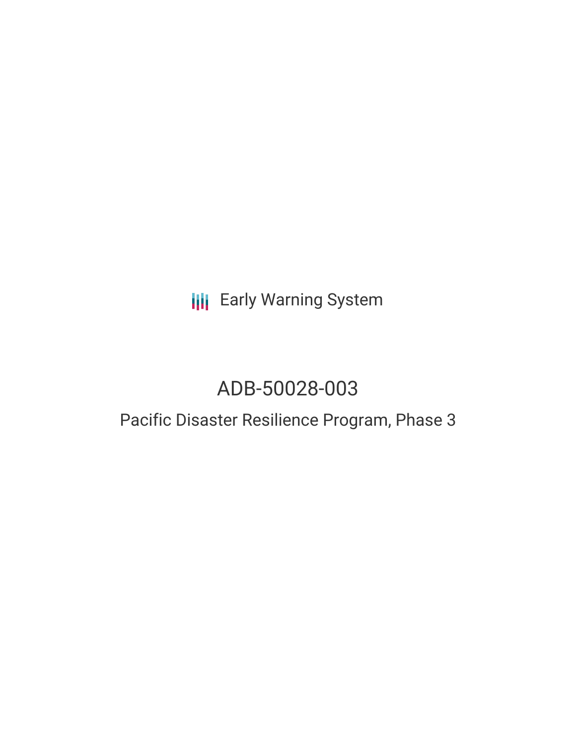Early Warning System

# ADB-50028-003

## Pacific Disaster Resilience Program, Phase 3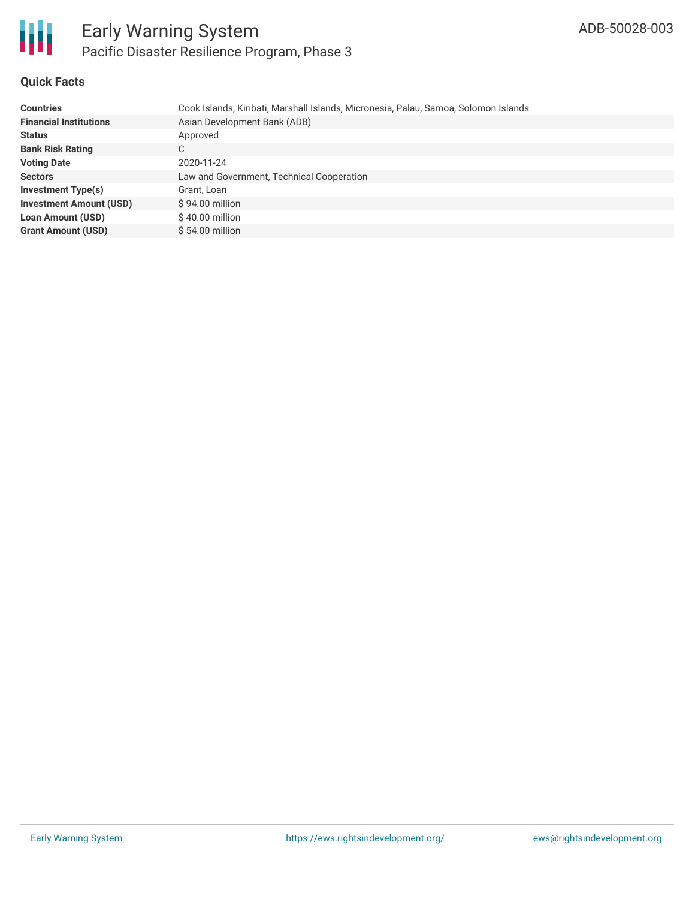# Early Warning System

## Pacific Disaster Resilience Program, Phase 3

ADB-50028-003

### Quick Facts

| | |
|---|---|
| **Countries** | Cook Islands, Kiribati, Marshall Islands, Micronesia, Palau, Samoa, Solomon Islands |
| **Financial Institutions** | Asian Development Bank (ADB) |
| **Status** | Approved |
| **Bank Risk Rating** | C |
| **Voting Date** | 2020-11-24 |
| **Sectors** | Law and Government, Technical Cooperation |
| **Investment Type(s)** | Grant, Loan |
| **Investment Amount (USD)** | $ 94.00 million |
| **Loan Amount (USD)** | $ 40.00 million |
| **Grant Amount (USD)** | $ 54.00 million |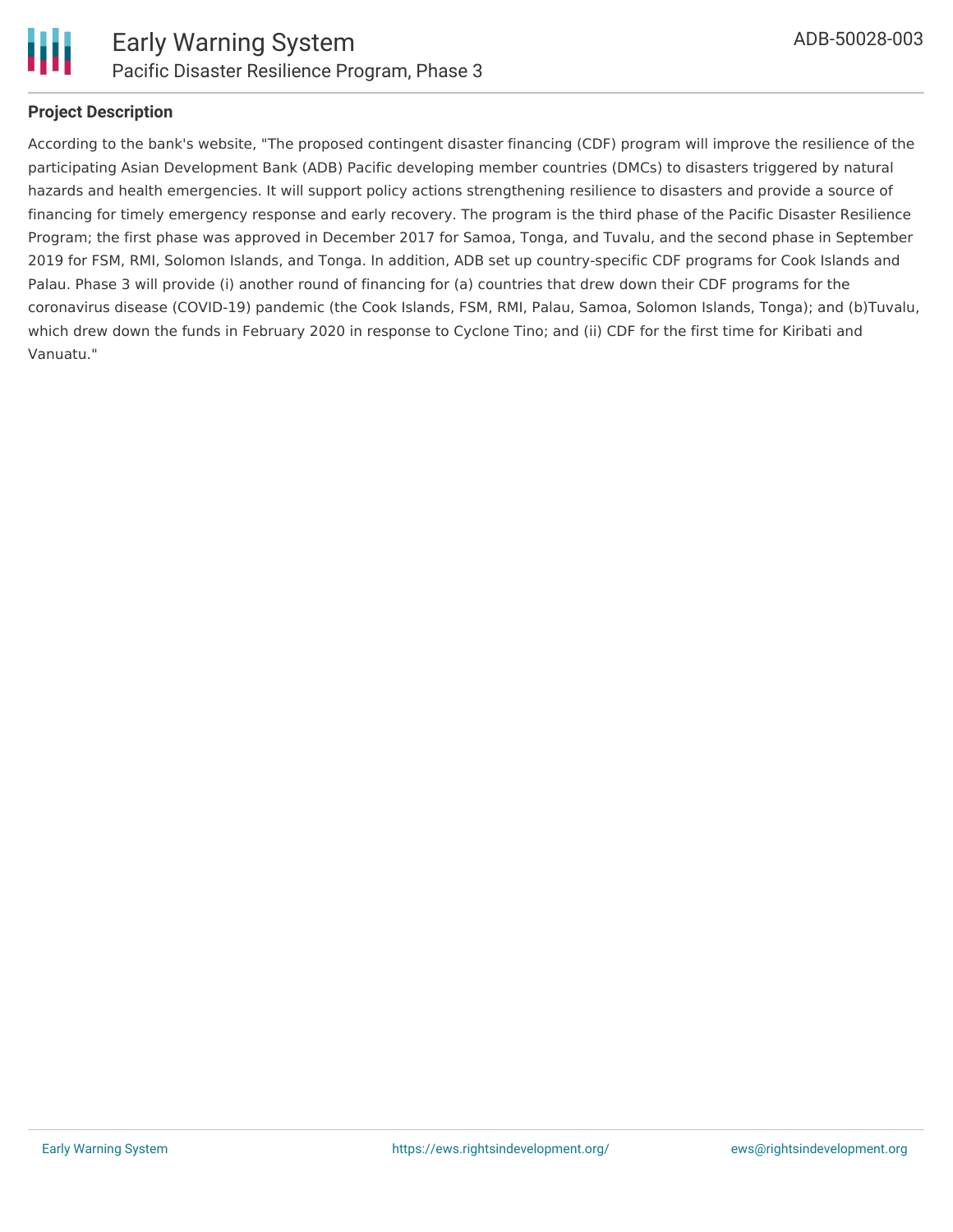## Project Description

According to the bank's website, "The proposed contingent disaster financing (CDF) program will improve the resilience of the participating Asian Development Bank (ADB) Pacific developing member countries (DMCs) to disasters triggered by natural hazards and health emergencies. It will support policy actions strengthening resilience to disasters and provide a source of financing for timely emergency response and early recovery. The program is the third phase of the Pacific Disaster Resilience Program; the first phase was approved in December 2017 for Samoa, Tonga, and Tuvalu, and the second phase in September 2019 for FSM, RMI, Solomon Islands, and Tonga. In addition, ADB set up country-specific CDF programs for Cook Islands and Palau. Phase 3 will provide (i) another round of financing for (a) countries that drew down their CDF programs for the coronavirus disease (COVID-19) pandemic (the Cook Islands, FSM, RMI, Palau, Samoa, Solomon Islands, Tonga); and (b)Tuvalu, which drew down the funds in February 2020 in response to Cyclone Tino; and (ii) CDF for the first time for Kiribati and Vanuatu."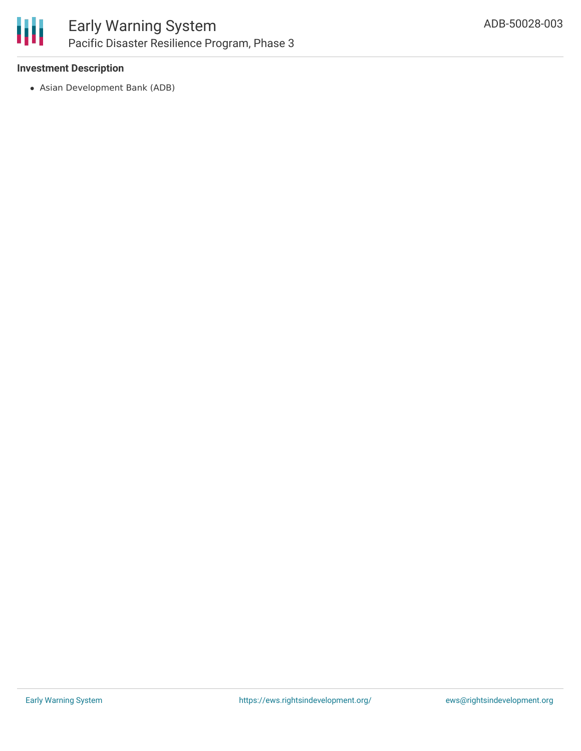### Investment Description

- Asian Development Bank (ADB)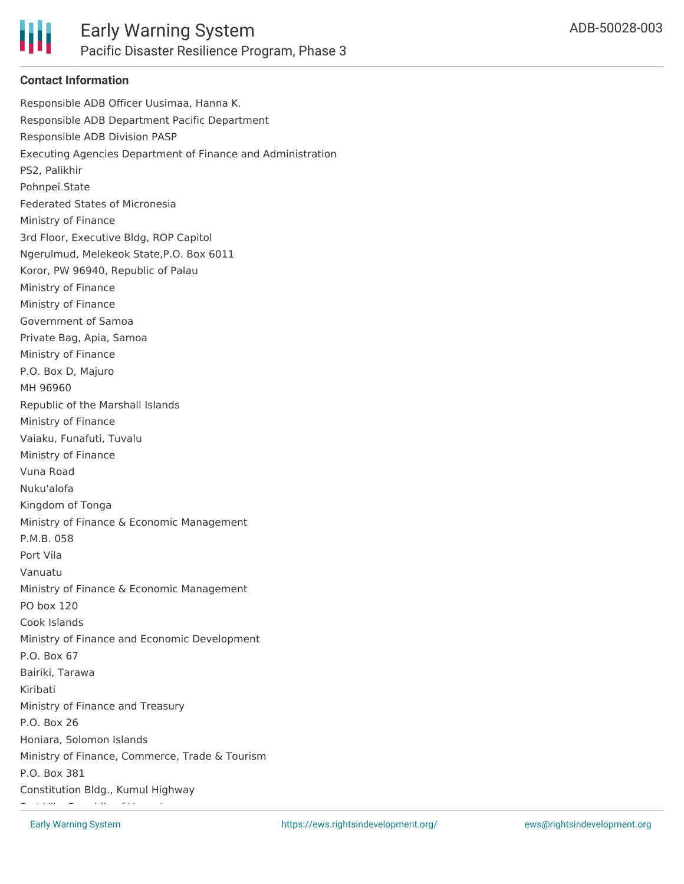## Contact Information

Responsible ADB Officer Uusimaa, Hanna K.
Responsible ADB Department Pacific Department
Responsible ADB Division PASP
Executing Agencies Department of Finance and Administration
PS2, Palikhir
Pohnpei State
Federated States of Micronesia
Ministry of Finance
3rd Floor, Executive Bldg, ROP Capitol
Ngerulmud, Melekeok State,P.O. Box 6011
Koror, PW 96940, Republic of Palau
Ministry of Finance
Ministry of Finance
Government of Samoa
Private Bag, Apia, Samoa
Ministry of Finance
P.O. Box D, Majuro
MH 96960
Republic of the Marshall Islands
Ministry of Finance
Vaiaku, Funafuti, Tuvalu
Ministry of Finance
Vuna Road
Nuku'alofa
Kingdom of Tonga
Ministry of Finance & Economic Management
P.M.B. 058
Port Vila
Vanuatu
Ministry of Finance & Economic Management
PO box 120
Cook Islands
Ministry of Finance and Economic Development
P.O. Box 67
Bairiki, Tarawa
Kiribati
Ministry of Finance and Treasury
P.O. Box 26
Honiara, Solomon Islands
Ministry of Finance, Commerce, Trade & Tourism
P.O. Box 381
Constitution Bldg., Kumul Highway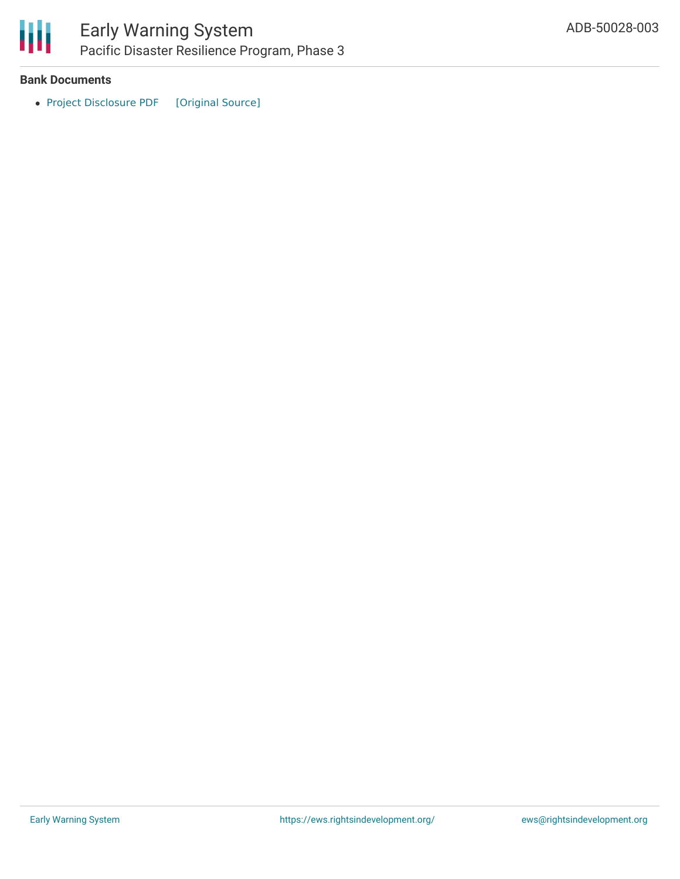**Bank Documents**

- Project Disclosure PDF [Original Source]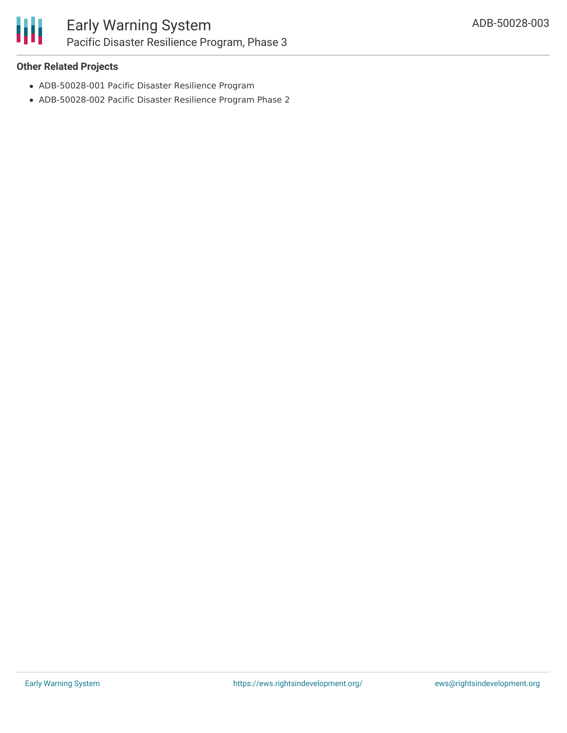**Other Related Projects**

- ADB-50028-001 Pacific Disaster Resilience Program
- ADB-50028-002 Pacific Disaster Resilience Program Phase 2